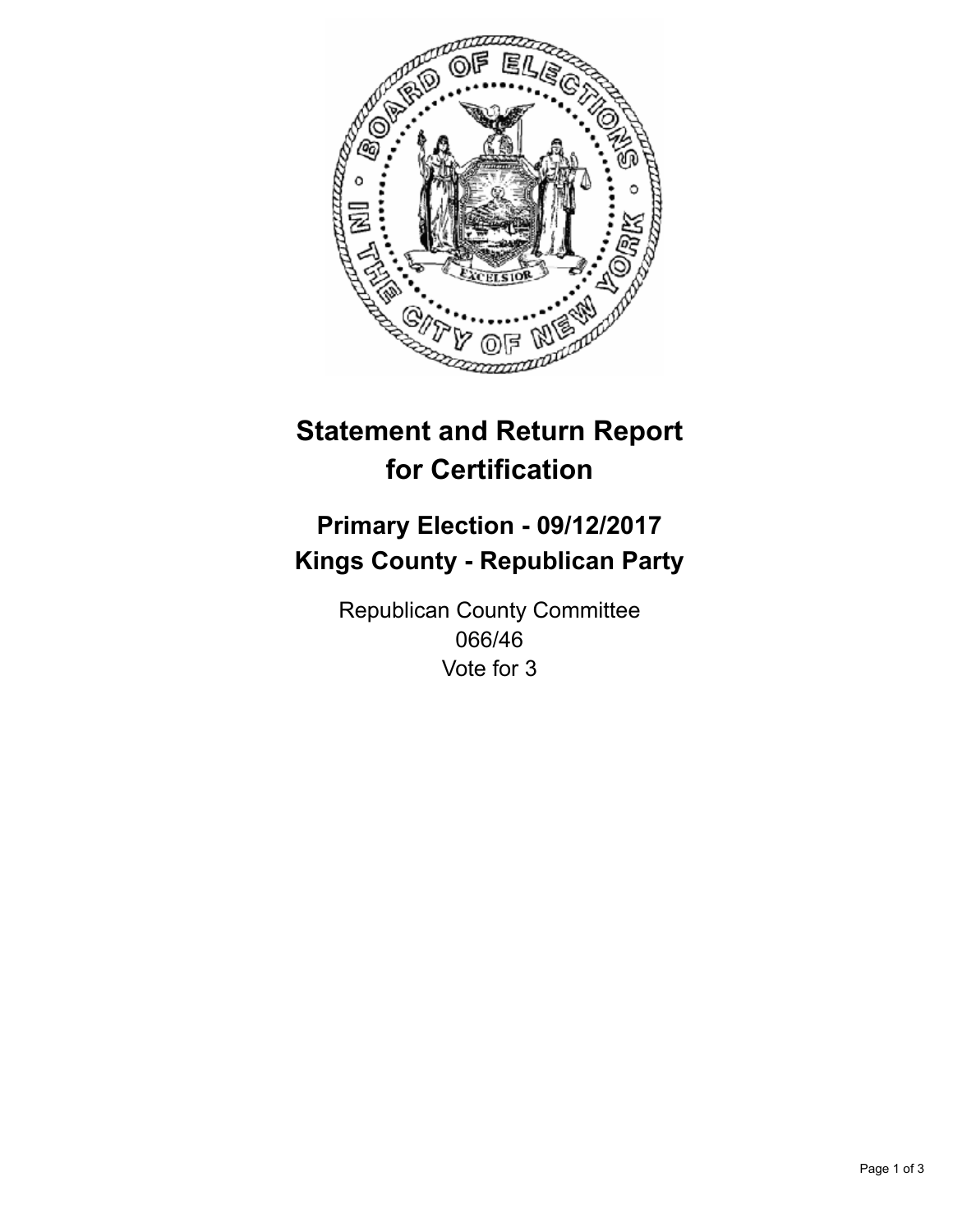# Statement and Return Report for Certification

## Primary Election - 09/12/2017
## Kings County - Republican Party

Republican County Committee
066/46
Vote for 3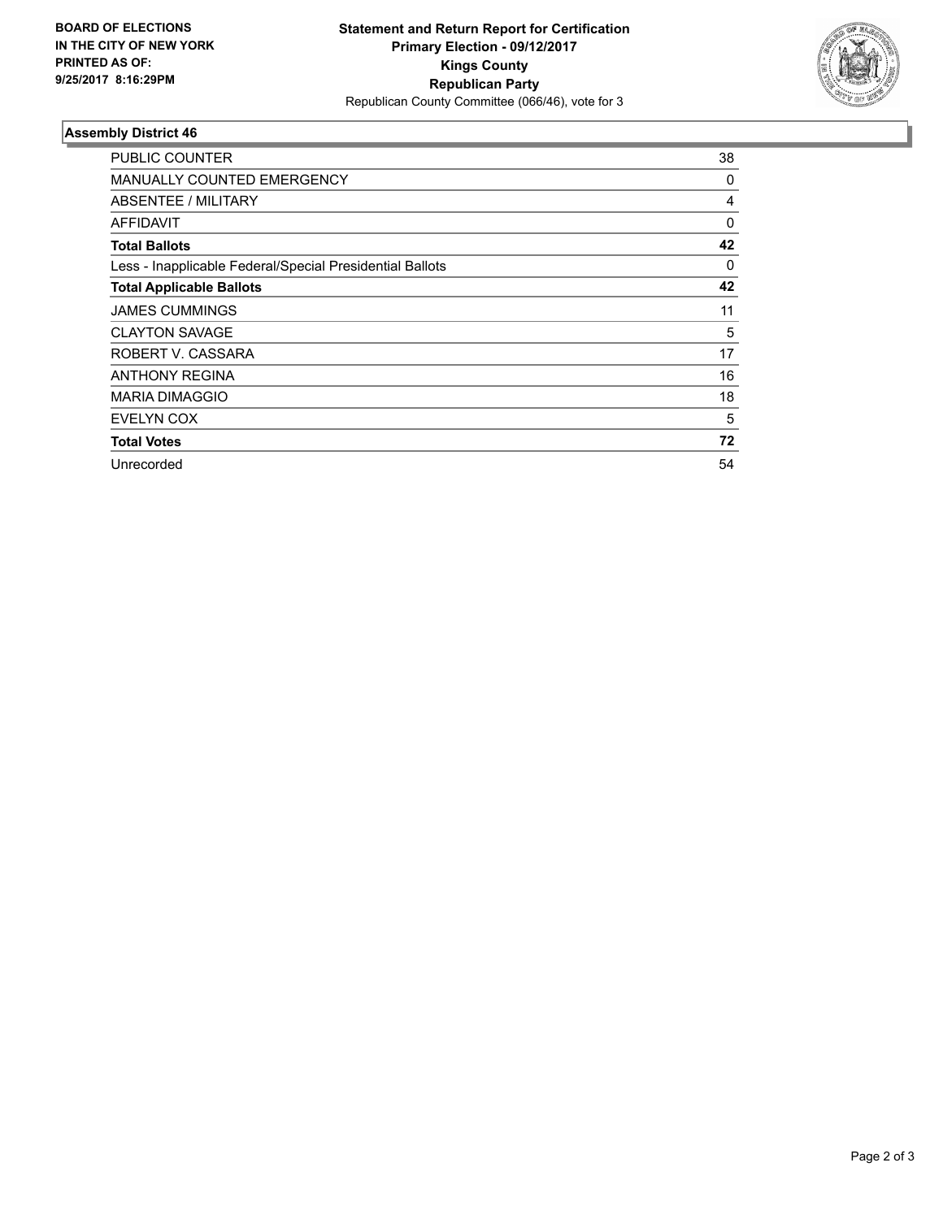**BOARD OF ELECTIONS IN THE CITY OF NEW YORK PRINTED AS OF: 9/25/2017 8:16:29PM**

**Statement and Return Report for Certification**
**Primary Election - 09/12/2017**
**Kings County**
**Republican Party**
Republican County Committee (066/46), vote for 3

## Assembly District 46

| | |
|---|---|
| PUBLIC COUNTER | 38 |
| MANUALLY COUNTED EMERGENCY | 0 |
| ABSENTEE / MILITARY | 4 |
| AFFIDAVIT | 0 |
| **Total Ballots** | **42** |
| Less - Inapplicable Federal/Special Presidential Ballots | 0 |
| **Total Applicable Ballots** | **42** |
| JAMES CUMMINGS | 11 |
| CLAYTON SAVAGE | 5 |
| ROBERT V. CASSARA | 17 |
| ANTHONY REGINA | 16 |
| MARIA DIMAGGIO | 18 |
| EVELYN COX | 5 |
| **Total Votes** | **72** |
| Unrecorded | 54 |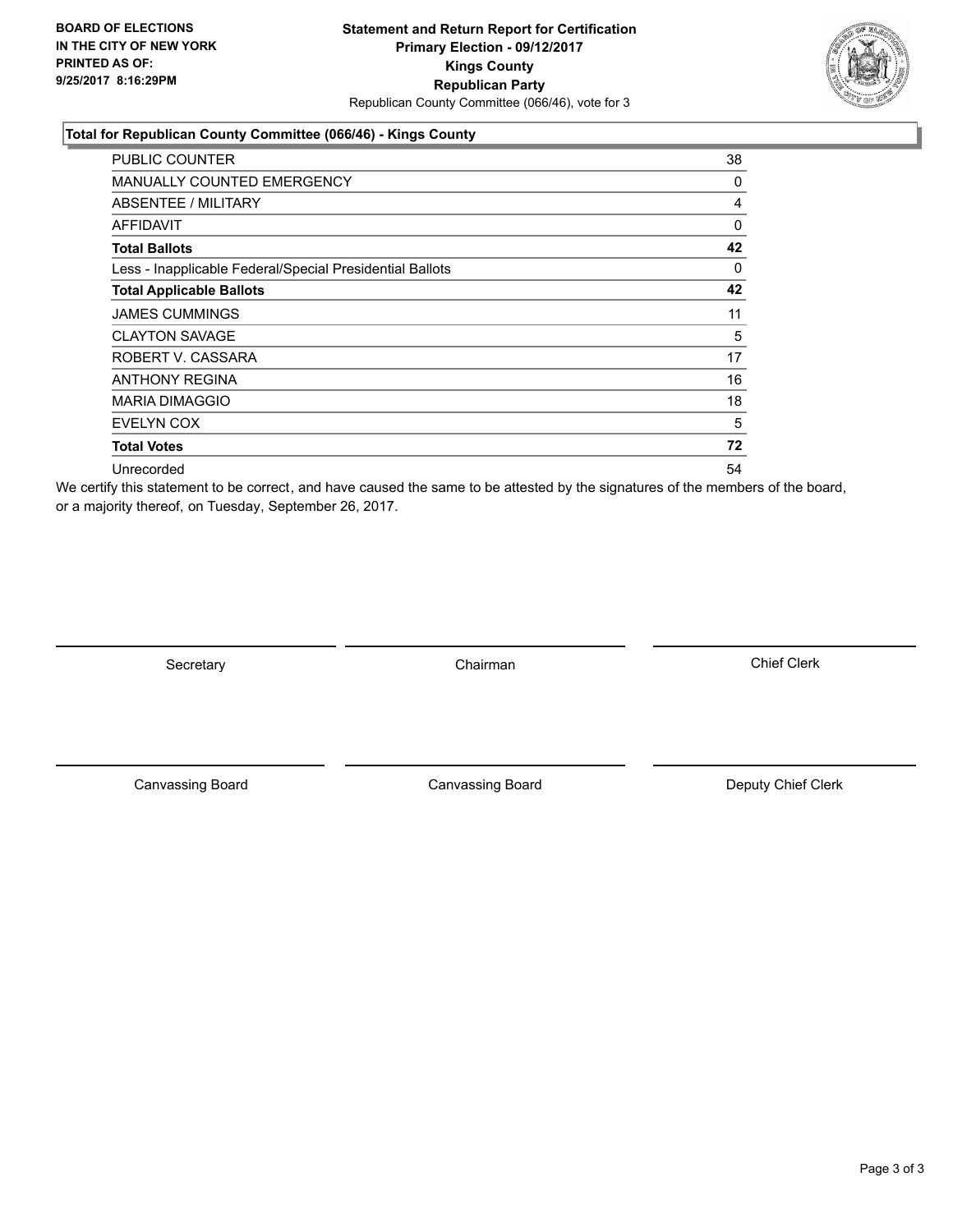**BOARD OF ELECTIONS IN THE CITY OF NEW YORK PRINTED AS OF: 9/25/2017 8:16:29PM**

**Statement and Return Report for Certification**
**Primary Election - 09/12/2017**
**Kings County**
**Republican Party**
Republican County Committee (066/46), vote for 3

### Total for Republican County Committee (066/46) - Kings County

| | |
|---|---|
| PUBLIC COUNTER | 38 |
| MANUALLY COUNTED EMERGENCY | 0 |
| ABSENTEE / MILITARY | 4 |
| AFFIDAVIT | 0 |
| **Total Ballots** | **42** |
| Less - Inapplicable Federal/Special Presidential Ballots | 0 |
| **Total Applicable Ballots** | **42** |
| JAMES CUMMINGS | 11 |
| CLAYTON SAVAGE | 5 |
| ROBERT V. CASSARA | 17 |
| ANTHONY REGINA | 16 |
| MARIA DIMAGGIO | 18 |
| EVELYN COX | 5 |
| **Total Votes** | **72** |
| Unrecorded | 54 |

We certify this statement to be correct, and have caused the same to be attested by the signatures of the members of the board, or a majority thereof, on Tuesday, September 26, 2017.

Secretary

Chairman

Chief Clerk

Canvassing Board

Canvassing Board

Deputy Chief Clerk